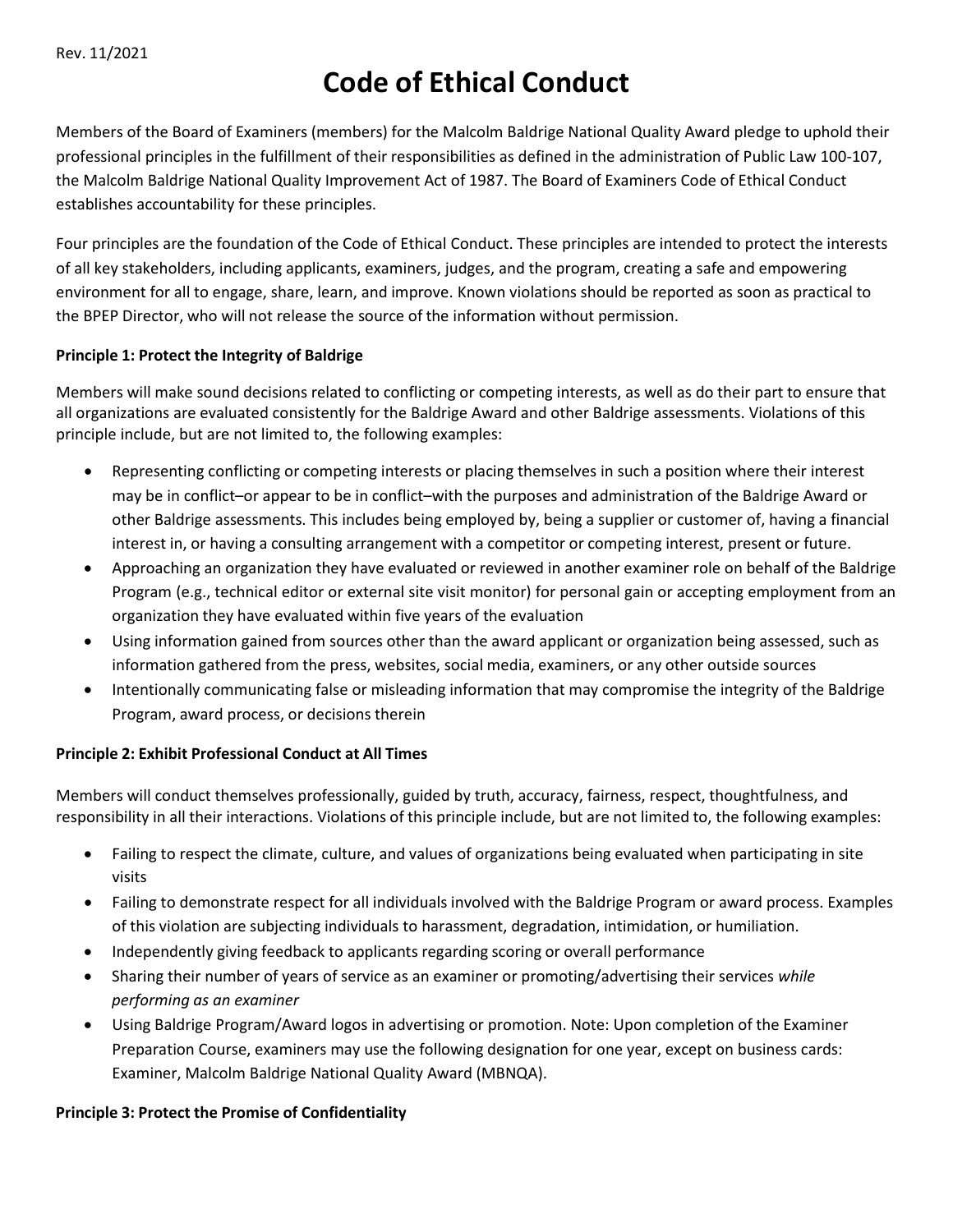Rev. 11/2021

# Code of Ethical Conduct

Members of the Board of Examiners (members) for the Malcolm Baldrige National Quality Award pledge to uphold their professional principles in the fulfillment of their responsibilities as defined in the administration of Public Law 100-107, the Malcolm Baldrige National Quality Improvement Act of 1987. The Board of Examiners Code of Ethical Conduct establishes accountability for these principles.

Four principles are the foundation of the Code of Ethical Conduct. These principles are intended to protect the interests of all key stakeholders, including applicants, examiners, judges, and the program, creating a safe and empowering environment for all to engage, share, learn, and improve. Known violations should be reported as soon as practical to the BPEP Director, who will not release the source of the information without permission.

### Principle 1: Protect the Integrity of Baldrige

Members will make sound decisions related to conflicting or competing interests, as well as do their part to ensure that all organizations are evaluated consistently for the Baldrige Award and other Baldrige assessments. Violations of this principle include, but are not limited to, the following examples:

- Representing conflicting or competing interests or placing themselves in such a position where their interest may be in conflict–or appear to be in conflict–with the purposes and administration of the Baldrige Award or other Baldrige assessments. This includes being employed by, being a supplier or customer of, having a financial interest in, or having a consulting arrangement with a competitor or competing interest, present or future.
- Approaching an organization they have evaluated or reviewed in another examiner role on behalf of the Baldrige Program (e.g., technical editor or external site visit monitor) for personal gain or accepting employment from an organization they have evaluated within five years of the evaluation
- Using information gained from sources other than the award applicant or organization being assessed, such as information gathered from the press, websites, social media, examiners, or any other outside sources
- Intentionally communicating false or misleading information that may compromise the integrity of the Baldrige Program, award process, or decisions therein

### Principle 2: Exhibit Professional Conduct at All Times

Members will conduct themselves professionally, guided by truth, accuracy, fairness, respect, thoughtfulness, and responsibility in all their interactions. Violations of this principle include, but are not limited to, the following examples:

- Failing to respect the climate, culture, and values of organizations being evaluated when participating in site visits
- Failing to demonstrate respect for all individuals involved with the Baldrige Program or award process. Examples of this violation are subjecting individuals to harassment, degradation, intimidation, or humiliation.
- Independently giving feedback to applicants regarding scoring or overall performance
- Sharing their number of years of service as an examiner or promoting/advertising their services *while performing as an examiner*
- Using Baldrige Program/Award logos in advertising or promotion. Note: Upon completion of the Examiner Preparation Course, examiners may use the following designation for one year, except on business cards: Examiner, Malcolm Baldrige National Quality Award (MBNQA).

### Principle 3: Protect the Promise of Confidentiality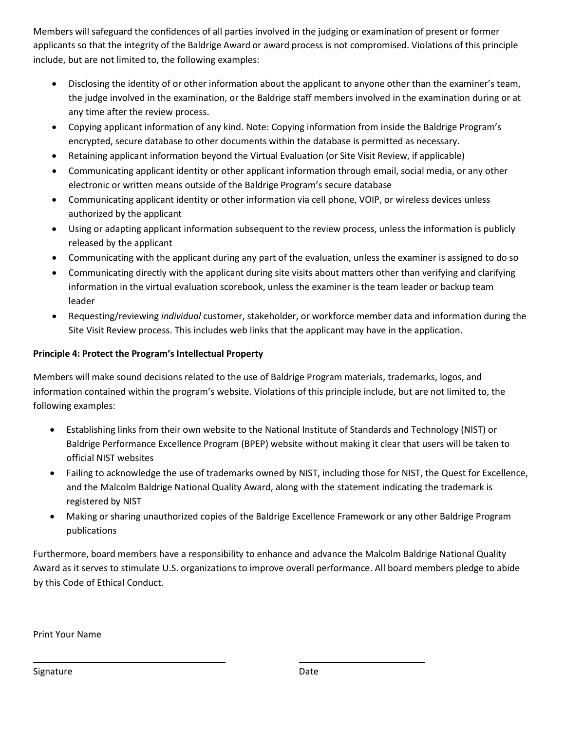Members will safeguard the confidences of all parties involved in the judging or examination of present or former applicants so that the integrity of the Baldrige Award or award process is not compromised. Violations of this principle include, but are not limited to, the following examples:

- Disclosing the identity of or other information about the applicant to anyone other than the examiner's team, the judge involved in the examination, or the Baldrige staff members involved in the examination during or at any time after the review process.
- Copying applicant information of any kind. Note: Copying information from inside the Baldrige Program's encrypted, secure database to other documents within the database is permitted as necessary.
- Retaining applicant information beyond the Virtual Evaluation (or Site Visit Review, if applicable)
- Communicating applicant identity or other applicant information through email, social media, or any other electronic or written means outside of the Baldrige Program's secure database
- Communicating applicant identity or other information via cell phone, VOIP, or wireless devices unless authorized by the applicant
- Using or adapting applicant information subsequent to the review process, unless the information is publicly released by the applicant
- Communicating with the applicant during any part of the evaluation, unless the examiner is assigned to do so
- Communicating directly with the applicant during site visits about matters other than verifying and clarifying information in the virtual evaluation scorebook, unless the examiner is the team leader or backup team leader
- Requesting/reviewing *individual* customer, stakeholder, or workforce member data and information during the Site Visit Review process. This includes web links that the applicant may have in the application.

**Principle 4: Protect the Program's Intellectual Property**

Members will make sound decisions related to the use of Baldrige Program materials, trademarks, logos, and information contained within the program's website. Violations of this principle include, but are not limited to, the following examples:

- Establishing links from their own website to the National Institute of Standards and Technology (NIST) or Baldrige Performance Excellence Program (BPEP) website without making it clear that users will be taken to official NIST websites
- Failing to acknowledge the use of trademarks owned by NIST, including those for NIST, the Quest for Excellence, and the Malcolm Baldrige National Quality Award, along with the statement indicating the trademark is registered by NIST
- Making or sharing unauthorized copies of the Baldrige Excellence Framework or any other Baldrige Program publications

Furthermore, board members have a responsibility to enhance and advance the Malcolm Baldrige National Quality Award as it serves to stimulate U.S. organizations to improve overall performance. All board members pledge to abide by this Code of Ethical Conduct.

\_\_\_\_\_\_\_\_\_\_\_\_\_\_\_\_\_\_\_\_\_\_\_\_\_\_\_\_\_\_\_\_

Print Your Name

\_\_\_\_\_\_\_\_\_\_\_\_\_\_\_\_\_\_\_\_\_\_\_\_\_\_\_\_\_\_\_\_ \_\_\_\_\_\_\_\_\_\_\_\_\_\_\_\_\_\_\_\_

Signature Date